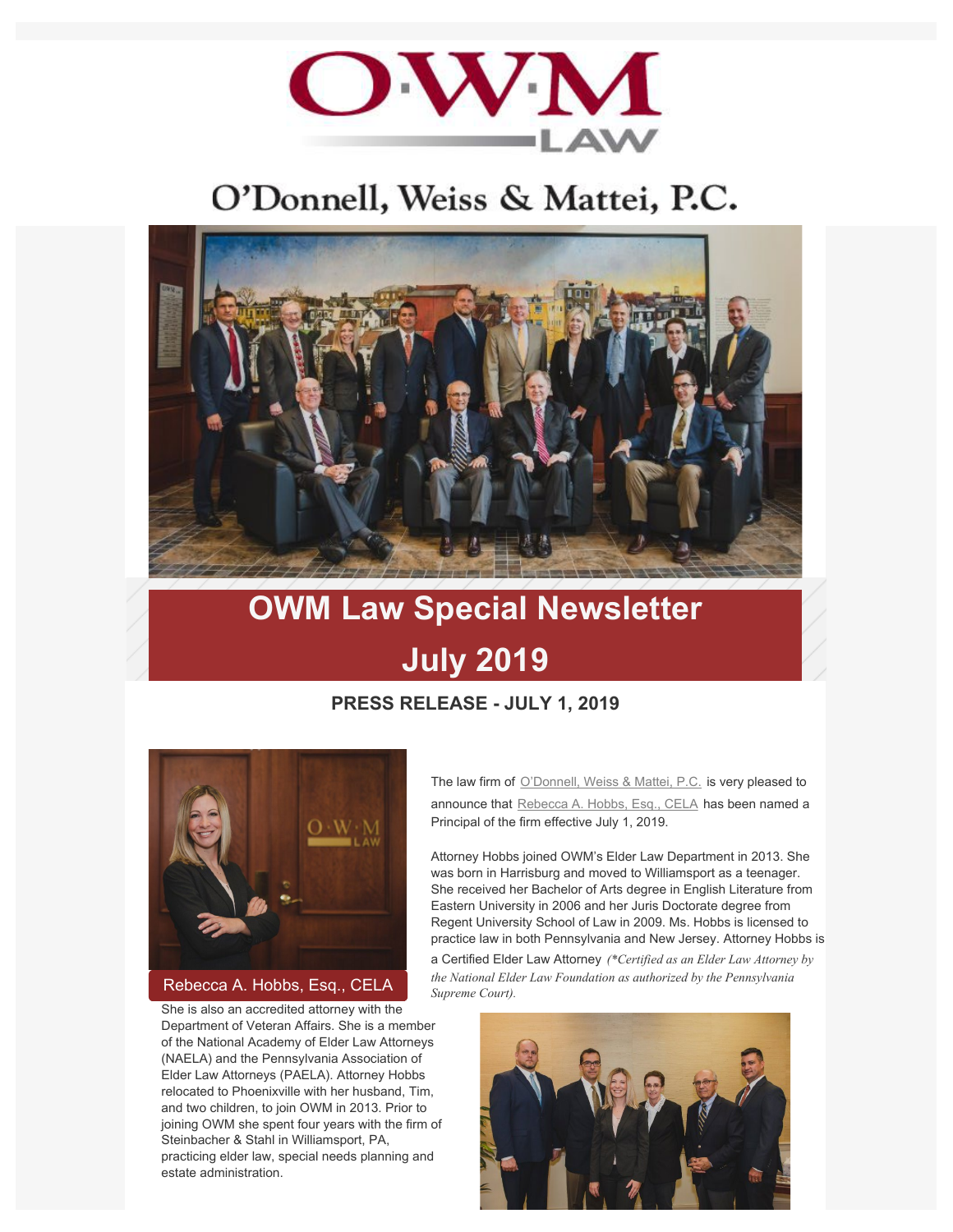# O'Donnell, Weiss & Mattei, P.C.

# OWM Law Special Newsletter

# July 2019

### PRESS RELEASE - JULY 1, 2019

The law firm of O'Donnell, Weiss & Mattei, P.C. is very pleased to announce that Rebecca A. Hobbs, Esq., CELA has been named a Principal of the firm effective July 1, 2019.

Attorney Hobbs joined OWM's Elder Law Department in 2013. She was born in Harrisburg and moved to Williamsport as a teenager. She received her Bachelor of Arts degree in English Literature from Eastern University in 2006 and her Juris Doctorate degree from Regent University School of Law in 2009. Ms. Hobbs is licensed to practice law in both Pennsylvania and New Jersey. Attorney Hobbs is a Certified Elder Law Attorney *(\*Certified as an Elder Law Attorney by the National Elder Law Foundation as authorized by the Pennsylvania Supreme Court).*

Rebecca A. Hobbs, Esq., CELA

She is also an accredited attorney with the Department of Veteran Affairs. She is a member of the National Academy of Elder Law Attorneys (NAELA) and the Pennsylvania Association of Elder Law Attorneys (PAELA). Attorney Hobbs relocated to Phoenixville with her husband, Tim, and two children, to join OWM in 2013. Prior to joining OWM she spent four years with the firm of Steinbacher & Stahl in Williamsport, PA, practicing elder law, special needs planning and estate administration.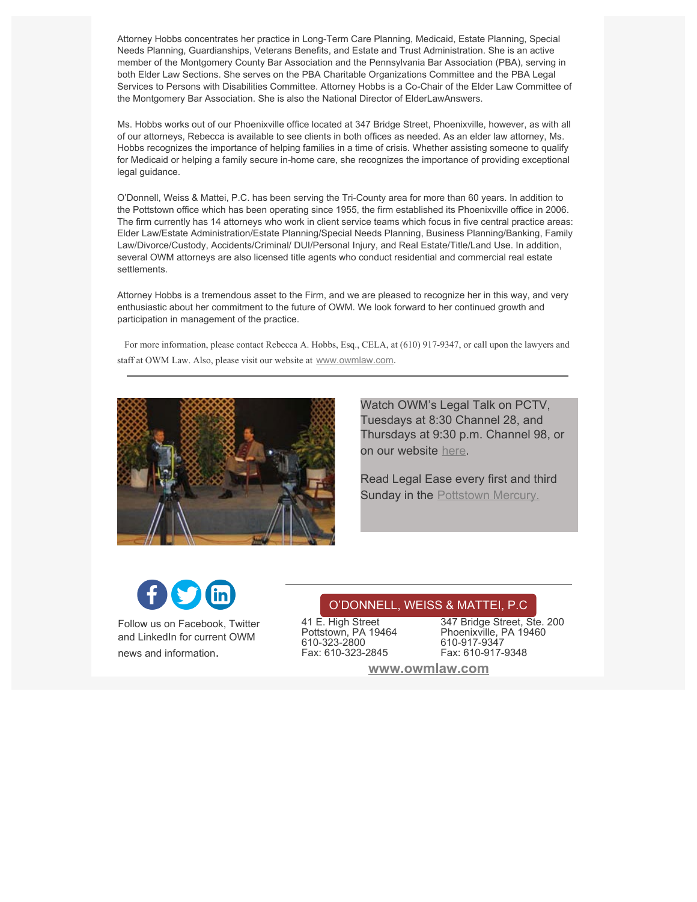Attorney Hobbs concentrates her practice in Long-Term Care Planning, Medicaid, Estate Planning, Special Needs Planning, Guardianships, Veterans Benefits, and Estate and Trust Administration. She is an active member of the Montgomery County Bar Association and the Pennsylvania Bar Association (PBA), serving in both Elder Law Sections. She serves on the PBA Charitable Organizations Committee and the PBA Legal Services to Persons with Disabilities Committee. Attorney Hobbs is a Co-Chair of the Elder Law Committee of the Montgomery Bar Association. She is also the National Director of ElderLawAnswers.

Ms. Hobbs works out of our Phoenixville office located at 347 Bridge Street, Phoenixville, however, as with all of our attorneys, Rebecca is available to see clients in both offices as needed. As an elder law attorney, Ms. Hobbs recognizes the importance of helping families in a time of crisis. Whether assisting someone to qualify for Medicaid or helping a family secure in-home care, she recognizes the importance of providing exceptional legal guidance.

O'Donnell, Weiss & Mattei, P.C. has been serving the Tri-County area for more than 60 years. In addition to the Pottstown office which has been operating since 1955, the firm established its Phoenixville office in 2006. The firm currently has 14 attorneys who work in client service teams which focus in five central practice areas: Elder Law/Estate Administration/Estate Planning/Special Needs Planning, Business Planning/Banking, Family Law/Divorce/Custody, Accidents/Criminal/ DUI/Personal Injury, and Real Estate/Title/Land Use. In addition, several OWM attorneys are also licensed title agents who conduct residential and commercial real estate settlements.

Attorney Hobbs is a tremendous asset to the Firm, and we are pleased to recognize her in this way, and very enthusiastic about her commitment to the future of OWM. We look forward to her continued growth and participation in management of the practice.

For more information, please contact Rebecca A. Hobbs, Esq., CELA, at (610) 917-9347, or call upon the lawyers and staff at OWM Law. Also, please visit our website at www.owmlaw.com.

---

Watch OWM's Legal Talk on PCTV, Tuesdays at 8:30 Channel 28, and Thursdays at 9:30 p.m. Channel 98, or on our website here.

Read Legal Ease every first and third Sunday in the Pottstown Mercury.

Follow us on Facebook, Twitter and LinkedIn for current OWM news and information.

**O'DONNELL, WEISS & MATTEI, P.C**

41 E. High Street
Pottstown, PA 19464
610-323-2800
Fax: 610-323-2845

347 Bridge Street, Ste. 200
Phoenixville, PA 19460
610-917-9347
Fax: 610-917-9348

**www.owmlaw.com**